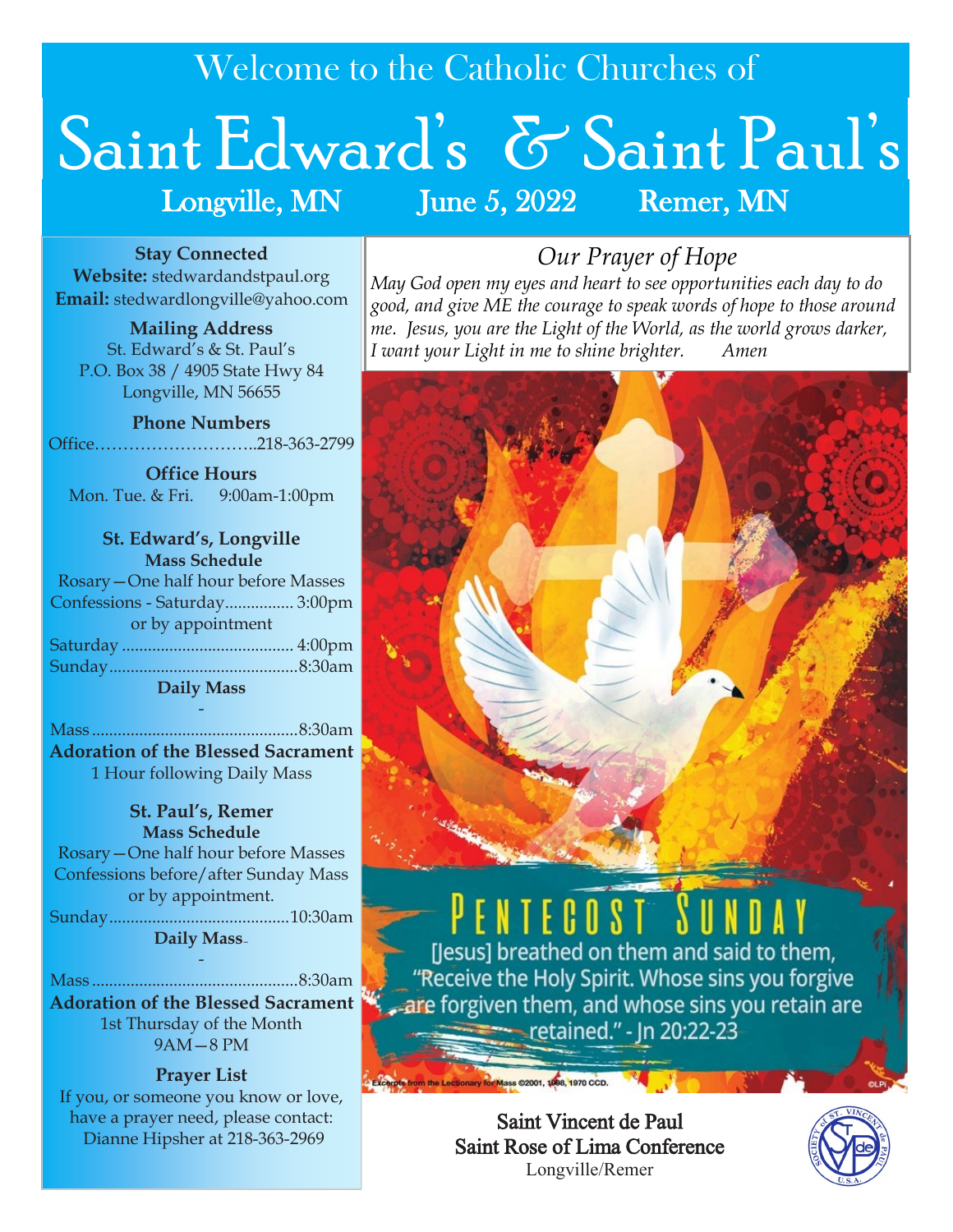Welcome to the Catholic Churches of

# Saint Edward's & Saint Paul's

**Longville, MN** — **June 5, 2022** — **Remer, MN**

**Stay Connected**
**Website:** stedwardandstpaul.org
**Email:** stedwardlongville@yahoo.com

**Mailing Address**
St. Edward's & St. Paul's
P.O. Box 38 / 4905 State Hwy 84
Longville, MN 56655

**Phone Numbers**
Office………………………..218-363-2799

**Office Hours**
Mon. Tue. & Fri. 9:00am-1:00pm

**St. Edward's, Longville**
**Mass Schedule**
Rosary—One half hour before Masses
Confessions - Saturday................ 3:00pm
or by appointment
Saturday ........................................ 4:00pm
Sunday............................................8:30am
**Daily Mass**
-
Mass ................................................8:30am
**Adoration of the Blessed Sacrament**
1 Hour following Daily Mass

**St. Paul's, Remer**
**Mass Schedule**
Rosary—One half hour before Masses
Confessions before/after Sunday Mass
or by appointment.
Sunday..........................................10:30am
**Daily Mass**
-
Mass ................................................8:30am
**Adoration of the Blessed Sacrament**
1st Thursday of the Month
9AM—8 PM

**Prayer List**
If you, or someone you know or love, have a prayer need, please contact:
Dianne Hipsher at 218-363-2969

## *Our Prayer of Hope*

*May God open my eyes and heart to see opportunities each day to do good, and give ME the courage to speak words of hope to those around me. Jesus, you are the Light of the World, as the world grows darker, I want your Light in me to shine brighter. Amen*

PENTECOST SUNDAY

[Jesus] breathed on them and said to them, "Receive the Holy Spirit. Whose sins you forgive are forgiven them, and whose sins you retain are retained." - Jn 20:22-23

Excerpts from the Lectionary for Mass ©2001, 1998, 1970 CCD. ©LPi

Saint Vincent de Paul
Saint Rose of Lima Conference
Longville/Remer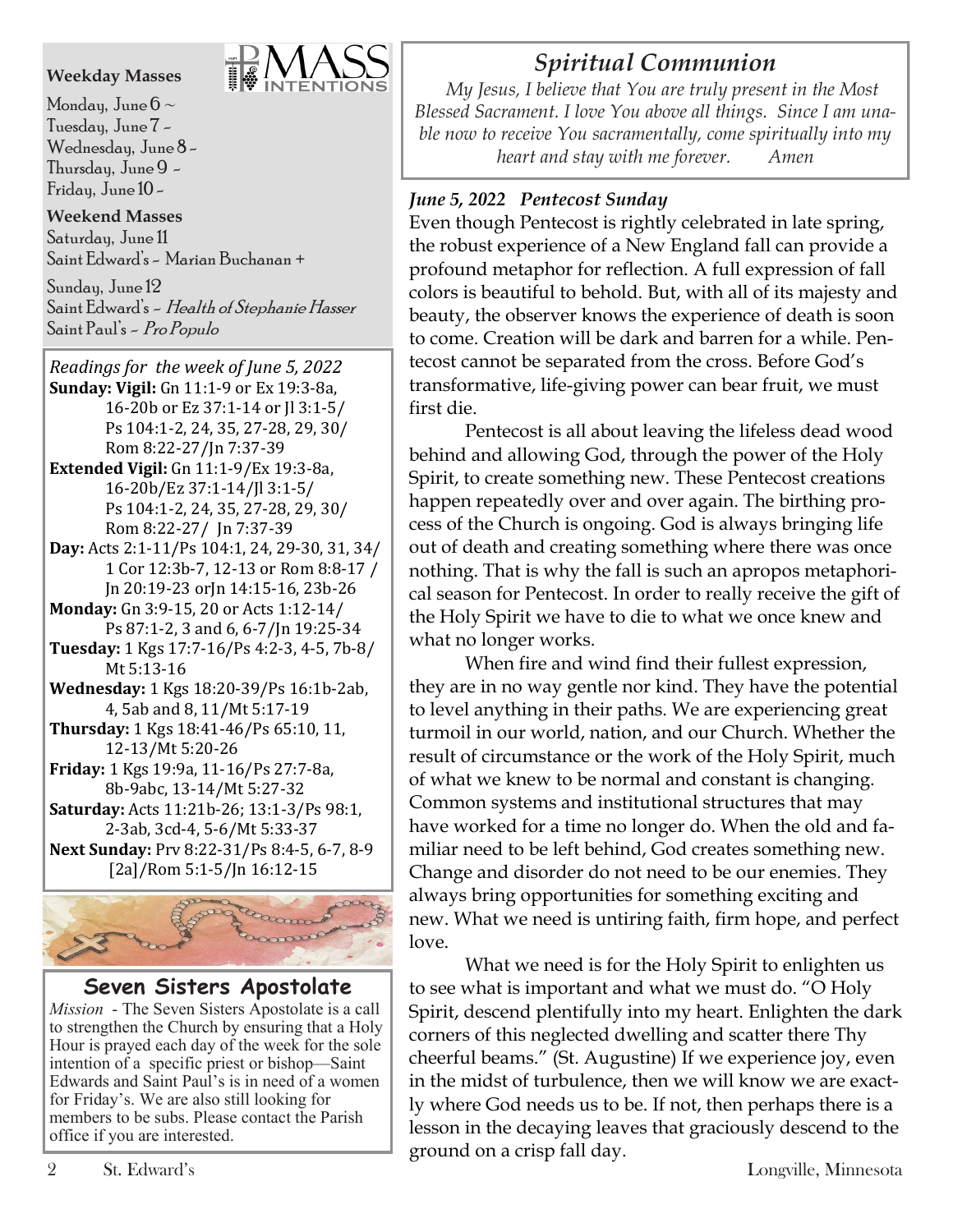**Weekday Masses**

MASS INTENTIONS

Monday, June 6 ~
Tuesday, June 7 ~
Wednesday, June 8 ~
Thursday, June 9 ~
Friday, June 10 ~

**Weekend Masses**

Saturday, June 11
Saint Edward's ~ Marian Buchanan +

Sunday, June 12
Saint Edward's ~ *Health of Stephanie Hasser*
Saint Paul's ~ *Pro Populo*

*Readings for the week of June 5, 2022*

**Sunday: Vigil:** Gn 11:1-9 or Ex 19:3-8a, 16-20b or Ez 37:1-14 or Jl 3:1-5/ Ps 104:1-2, 24, 35, 27-28, 29, 30/ Rom 8:22-27/Jn 7:37-39
**Extended Vigil:** Gn 11:1-9/Ex 19:3-8a, 16-20b/Ez 37:1-14/Jl 3:1-5/ Ps 104:1-2, 24, 35, 27-28, 29, 30/ Rom 8:22-27/ Jn 7:37-39
**Day:** Acts 2:1-11/Ps 104:1, 24, 29-30, 31, 34/ 1 Cor 12:3b-7, 12-13 or Rom 8:8-17 / Jn 20:19-23 orJn 14:15-16, 23b-26
**Monday:** Gn 3:9-15, 20 or Acts 1:12-14/ Ps 87:1-2, 3 and 6, 6-7/Jn 19:25-34
**Tuesday:** 1 Kgs 17:7-16/Ps 4:2-3, 4-5, 7b-8/ Mt 5:13-16
**Wednesday:** 1 Kgs 18:20-39/Ps 16:1b-2ab, 4, 5ab and 8, 11/Mt 5:17-19
**Thursday:** 1 Kgs 18:41-46/Ps 65:10, 11, 12-13/Mt 5:20-26
**Friday:** 1 Kgs 19:9a, 11-16/Ps 27:7-8a, 8b-9abc, 13-14/Mt 5:27-32
**Saturday:** Acts 11:21b-26; 13:1-3/Ps 98:1, 2-3ab, 3cd-4, 5-6/Mt 5:33-37
**Next Sunday:** Prv 8:22-31/Ps 8:4-5, 6-7, 8-9 [2a]/Rom 5:1-5/Jn 16:12-15

## Seven Sisters Apostolate

*Mission* - The Seven Sisters Apostolate is a call to strengthen the Church by ensuring that a Holy Hour is prayed each day of the week for the sole intention of a specific priest or bishop—Saint Edwards and Saint Paul's is in need of a women for Friday's. We are also still looking for members to be subs. Please contact the Parish office if you are interested.

## *Spiritual Communion*

*My Jesus, I believe that You are truly present in the Most Blessed Sacrament. I love You above all things. Since I am unable now to receive You sacramentally, come spiritually into my heart and stay with me forever. Amen*

***June 5, 2022 Pentecost Sunday***

Even though Pentecost is rightly celebrated in late spring, the robust experience of a New England fall can provide a profound metaphor for reflection. A full expression of fall colors is beautiful to behold. But, with all of its majesty and beauty, the observer knows the experience of death is soon to come. Creation will be dark and barren for a while. Pentecost cannot be separated from the cross. Before God's transformative, life-giving power can bear fruit, we must first die.

Pentecost is all about leaving the lifeless dead wood behind and allowing God, through the power of the Holy Spirit, to create something new. These Pentecost creations happen repeatedly over and over again. The birthing process of the Church is ongoing. God is always bringing life out of death and creating something where there was once nothing. That is why the fall is such an apropos metaphorical season for Pentecost. In order to really receive the gift of the Holy Spirit we have to die to what we once knew and what no longer works.

When fire and wind find their fullest expression, they are in no way gentle nor kind. They have the potential to level anything in their paths. We are experiencing great turmoil in our world, nation, and our Church. Whether the result of circumstance or the work of the Holy Spirit, much of what we knew to be normal and constant is changing. Common systems and institutional structures that may have worked for a time no longer do. When the old and familiar need to be left behind, God creates something new. Change and disorder do not need to be our enemies. They always bring opportunities for something exciting and new. What we need is untiring faith, firm hope, and perfect love.

What we need is for the Holy Spirit to enlighten us to see what is important and what we must do. "O Holy Spirit, descend plentifully into my heart. Enlighten the dark corners of this neglected dwelling and scatter there Thy cheerful beams." (St. Augustine) If we experience joy, even in the midst of turbulence, then we will know we are exactly where God needs us to be. If not, then perhaps there is a lesson in the decaying leaves that graciously descend to the ground on a crisp fall day.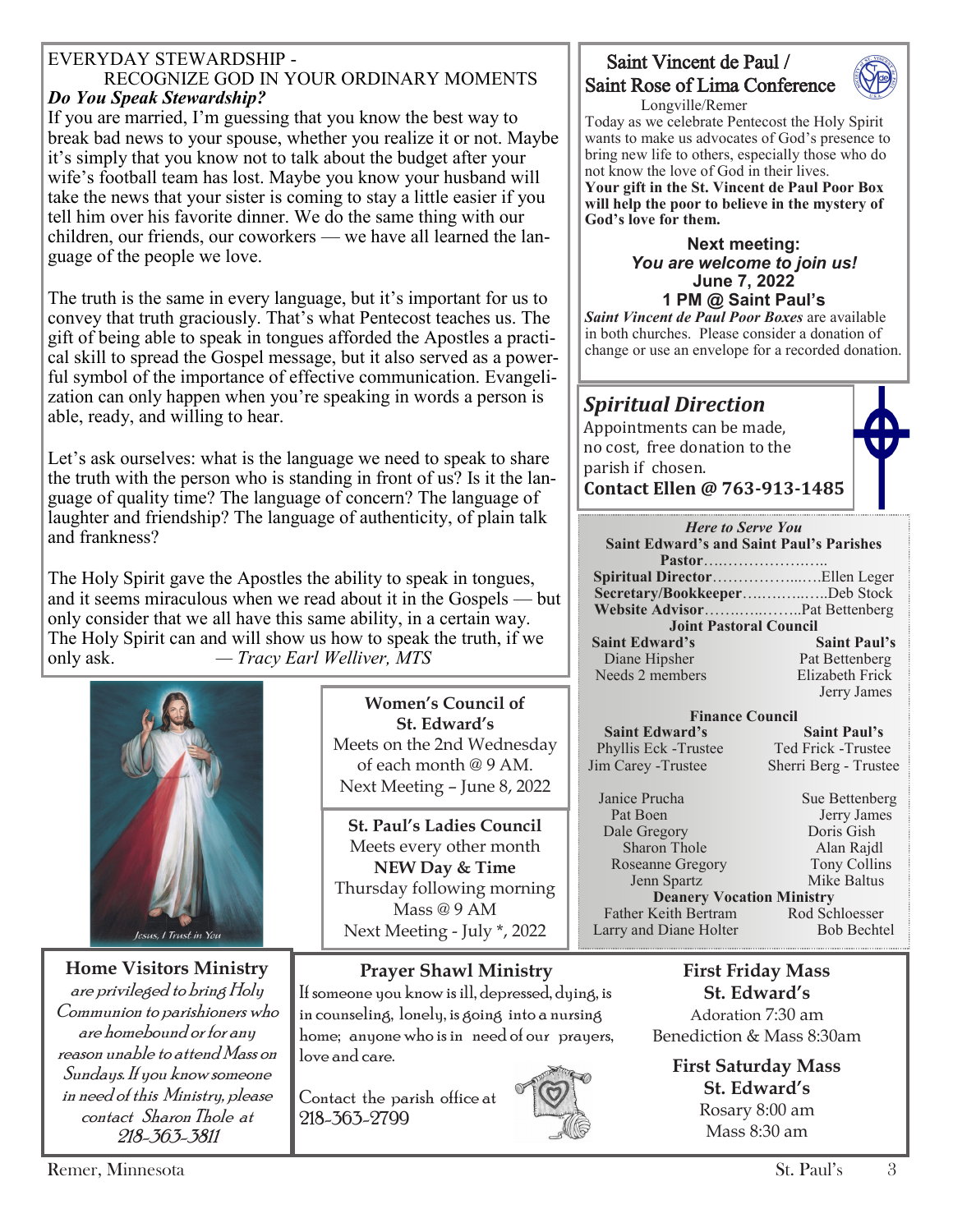EVERYDAY STEWARDSHIP -
RECOGNIZE GOD IN YOUR ORDINARY MOMENTS

***Do You Speak Stewardship?***

If you are married, I'm guessing that you know the best way to break bad news to your spouse, whether you realize it or not. Maybe it's simply that you know not to talk about the budget after your wife's football team has lost. Maybe you know your husband will take the news that your sister is coming to stay a little easier if you tell him over his favorite dinner. We do the same thing with our children, our friends, our coworkers — we have all learned the language of the people we love.

The truth is the same in every language, but it's important for us to convey that truth graciously. That's what Pentecost teaches us. The gift of being able to speak in tongues afforded the Apostles a practical skill to spread the Gospel message, but it also served as a powerful symbol of the importance of effective communication. Evangelization can only happen when you're speaking in words a person is able, ready, and willing to hear.

Let's ask ourselves: what is the language we need to speak to share the truth with the person who is standing in front of us? Is it the language of quality time? The language of concern? The language of laughter and friendship? The language of authenticity, of plain talk and frankness?

The Holy Spirit gave the Apostles the ability to speak in tongues, and it seems miraculous when we read about it in the Gospels — but only consider that we all have this same ability, in a certain way. The Holy Spirit can and will show us how to speak the truth, if we only ask. *— Tracy Earl Welliver, MTS*

Jesus, I Trust in You

**Women's Council of St. Edward's**
Meets on the 2nd Wednesday of each month @ 9 AM.
Next Meeting – June 8, 2022

**St. Paul's Ladies Council**
Meets every other month
**NEW Day & Time**
Thursday following morning Mass @ 9 AM
Next Meeting - July *, 2022

**Home Visitors Ministry**
*are privileged to bring Holy Communion to parishioners who are homebound or for any reason unable to attend Mass on Sundays. If you know someone in need of this Ministry, please contact Sharon Thole at 218-363-3811*

**Prayer Shawl Ministry**
If someone you know is ill, depressed, dying, is in counseling, lonely, is going into a nursing home; anyone who is in need of our prayers, love and care.

Contact the parish office at 218-363-2799

## Saint Vincent de Paul / Saint Rose of Lima Conference
Longville/Remer

Today as we celebrate Pentecost the Holy Spirit wants to make us advocates of God's presence to bring new life to others, especially those who do not know the love of God in their lives.
**Your gift in the St. Vincent de Paul Poor Box will help the poor to believe in the mystery of God's love for them.**

**Next meeting:**
***You are welcome to join us!***
**June 7, 2022**
**1 PM @ Saint Paul's**

***Saint Vincent de Paul Poor Boxes*** are available in both churches. Please consider a donation of change or use an envelope for a recorded donation.

## *Spiritual Direction*
Appointments can be made, no cost, free donation to the parish if chosen.
**Contact Ellen @ 763-913-1485**

*Here to Serve You*
**Saint Edward's and Saint Paul's Parishes**

**Pastor**……………………..
**Spiritual Director**……………....….Ellen Leger
**Secretary/Bookkeeper**….……..…..Deb Stock
**Website Advisor**……..…..……..Pat Bettenberg

**Joint Pastoral Council**

| **Saint Edward's** | **Saint Paul's** |
|---|---|
| Diane Hipsher | Pat Bettenberg |
| Needs 2 members | Elizabeth Frick |
| | Jerry James |

**Finance Council**

| **Saint Edward's** | **Saint Paul's** |
|---|---|
| Phyllis Eck -Trustee | Ted Frick -Trustee |
| Jim Carey -Trustee | Sherri Berg - Trustee |
| Janice Prucha | Sue Bettenberg |
| Pat Boen | Jerry James |
| Dale Gregory | Doris Gish |
| Sharon Thole | Alan Rajdl |
| Roseanne Gregory | Tony Collins |
| Jenn Spartz | Mike Baltus |

**Deanery Vocation Ministry**
Father Keith Bertram — Rod Schloesser
Larry and Diane Holter — Bob Bechtel

**First Friday Mass**
**St. Edward's**
Adoration 7:30 am
Benediction & Mass 8:30am

**First Saturday Mass**
**St. Edward's**
Rosary 8:00 am
Mass 8:30 am